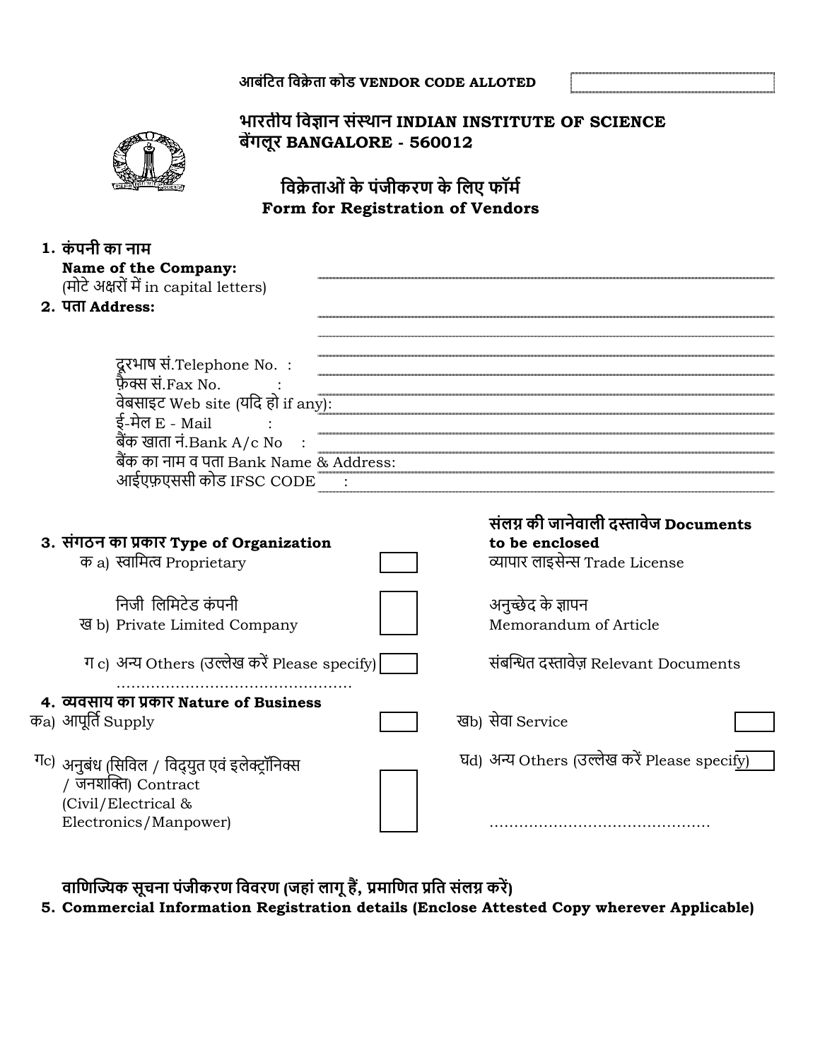आबंटित विक्रेता कोड **VENDOR CODE ALLOTED** ________

# भारतीय विज्ञान संस्थान INDIAN INSTITUTE OF SCIENCE
## बेंगलूर BANGALORE - 560012

## विक्रेताओं के पंजीकरण के लिए फॉर्म
## Form for Registration of Vendors

**1. कंपनी का नाम**
**Name of the Company:**
(मोटे अक्षरों में in capital letters) ________

**2. पता Address:** ________

________

________

दूरभाष सं.Telephone No. : ________
फ़ैक्स सं.Fax No. : ________
वेबसाइट Web site (यदि हो if any): ________
ई-मेल E - Mail : ________
बैंक खाता नं.Bank A/c No : ________
बैंक का नाम व पता Bank Name & Address: ________
आईएफ़एससी कोड IFSC CODE : ________

| **3. संगठन का प्रकार Type of Organization** | | **संलग्न की जानेवाली दस्तावेज Documents to be enclosed** |
|---|---|---|
| क a) स्वामित्व Proprietary | ☐ | व्यापार लाइसेन्स Trade License |
| निजी लिमिटेड कंपनी ख b) Private Limited Company | ☐ | अनुच्छेद के ज्ञापन Memorandum of Article |
| ग c) अन्य Others (उल्लेख करें Please specify) ………………………………………… | ☐ | संबन्धित दस्तावेज़ Relevant Documents |

**4. व्यवसाय का प्रकार Nature of Business**

| | | | |
|---|---|---|---|
| कa) आपूर्ति Supply | ☐ | खb) सेवा Service | ☐ |
| गc) अनुबंध (सिविल / विद्युत एवं इलेक्ट्रॉनिक्स / जनशक्ति) Contract (Civil/Electrical & Electronics/Manpower) | ☐ | घd) अन्य Others (उल्लेख करें Please specify) ……………………………………… | ☐ |

**वाणिज्यिक सूचना पंजीकरण विवरण (जहां लागू हैं, प्रमाणित प्रति संलग्न करें)**
**5. Commercial Information Registration details (Enclose Attested Copy wherever Applicable)**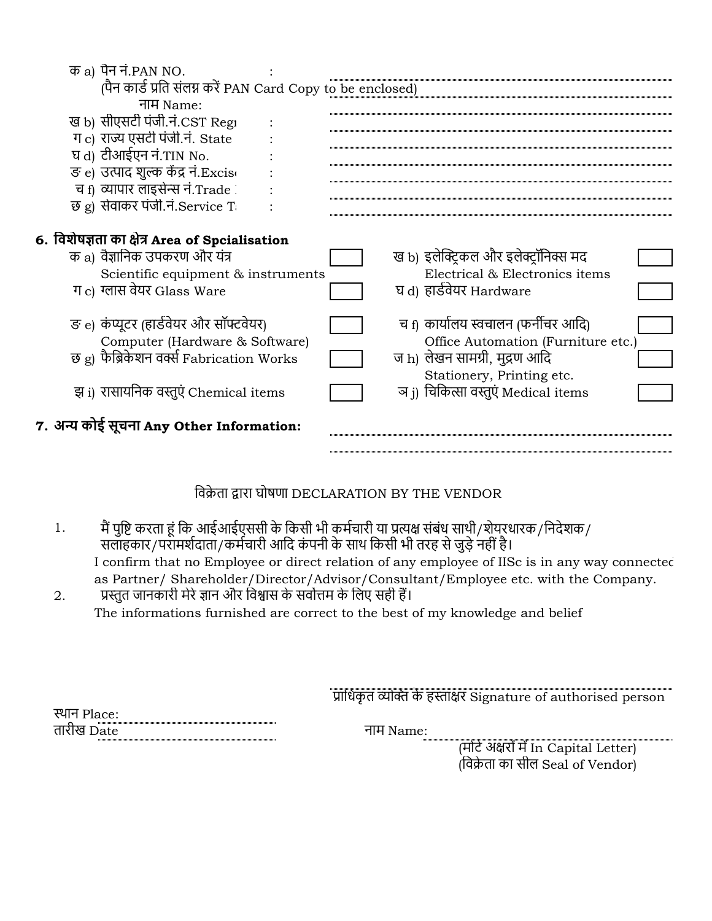क a) पेन नं.PAN NO. :

(पैन कार्ड प्रति संलग्न करें PAN Card Copy to be enclosed)

नाम Name:

ख b) सीएसटी पंजी.नं.CST Regi :

ग c) राज्य एसटी पंजी.नं. State :

घ d) टीआईएन नं.TIN No. :

ङ e) उत्पाद शुल्क केंद्र नं.Excise :

च f) व्यापार लाइसेन्स नं.Trade :

छ g) सेवाकर पंजी.नं.Service Ta :

## 6. विशेषज्ञता का क्षेत्र Area of Spcialisation

| | | | |
|---|---|---|---|
| क a) वैज्ञानिक उपकरण और यंत्र Scientific equipment & instruments | ☐ | ख b) इलेक्ट्रिकल और इलेक्ट्रॉनिक्स मद Electrical & Electronics items | ☐ |
| ग c) ग्लास वेयर Glass Ware | ☐ | घ d) हार्डवेयर Hardware | ☐ |
| ङ e) कंप्यूटर (हार्डवेयर और सॉफ्टवेयर) Computer (Hardware & Software) | ☐ | च f) कार्यालय स्वचालन (फर्नीचर आदि) Office Automation (Furniture etc.) | ☐ |
| छ g) फैब्रिकेशन वर्क्स Fabrication Works | ☐ | ज h) लेखन सामग्री, मुद्रण आदि Stationery, Printing etc. | ☐ |
| झ i) रासायनिक वस्तुएं Chemical items | ☐ | ञ j) चिकित्सा वस्तुएं Medical items | ☐ |

## 7. अन्य कोई सूचना Any Other Information:

विक्रेता द्वारा घोषणा DECLARATION BY THE VENDOR

1. मैं पुष्टि करता हूं कि आईआईएससी के किसी भी कर्मचारी या प्रत्यक्ष संबंध साथी/शेयरधारक/निदेशक/सलाहकार/परामर्शदाता/कर्मचारी आदि कंपनी के साथ किसी भी तरह से जुड़े नहीं है।
   I confirm that no Employee or direct relation of any employee of IISc is in any way connected as Partner/ Shareholder/Director/Advisor/Consultant/Employee etc. with the Company.
2. प्रस्तुत जानकारी मेरे ज्ञान और विश्वास के सर्वोत्तम के लिए सही हैं।
   The informations furnished are correct to the best of my knowledge and belief

प्राधिकृत व्यक्ति के हस्ताक्षर Signature of authorised person

स्थान Place:

तारीख Date

नाम Name:

(मोटे अक्षरों में In Capital Letter)

(विक्रेता का सील Seal of Vendor)